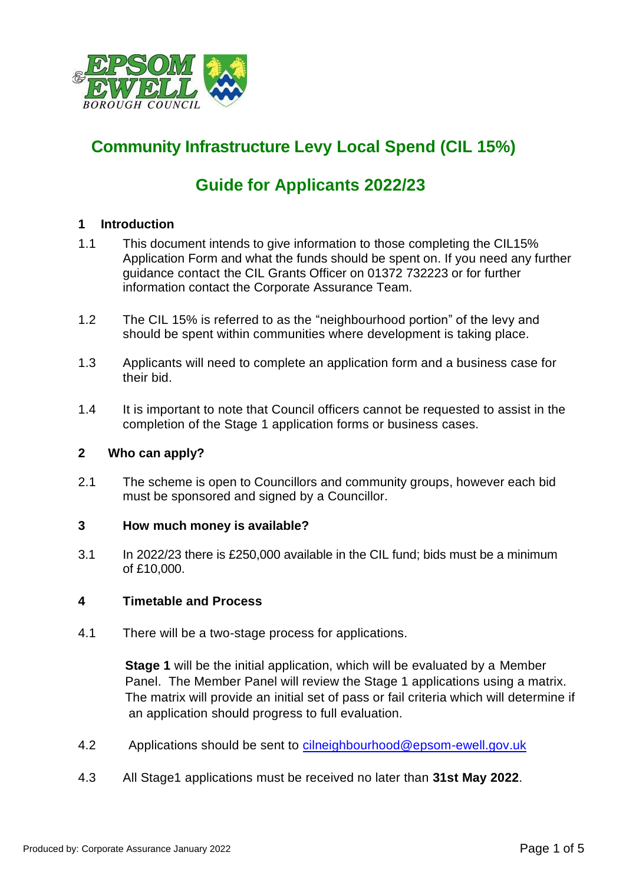# Community Infrastructure Levy Local Spend (CIL 15%)

# Guide for Applicants 2022/23

## 1 Introduction

1.1 This document intends to give information to those completing the CIL15% Application Form and what the funds should be spent on. If you need any further guidance contact the CIL Grants Officer on 01372 732223 or for further information contact the Corporate Assurance Team.

1.2 The CIL 15% is referred to as the "neighbourhood portion" of the levy and should be spent within communities where development is taking place.

1.3 Applicants will need to complete an application form and a business case for their bid.

1.4 It is important to note that Council officers cannot be requested to assist in the completion of the Stage 1 application forms or business cases.

## 2 Who can apply?

2.1 The scheme is open to Councillors and community groups, however each bid must be sponsored and signed by a Councillor.

## 3 How much money is available?

3.1 In 2022/23 there is £250,000 available in the CIL fund; bids must be a minimum of £10,000.

## 4 Timetable and Process

4.1 There will be a two-stage process for applications.

**Stage 1** will be the initial application, which will be evaluated by a Member Panel. The Member Panel will review the Stage 1 applications using a matrix. The matrix will provide an initial set of pass or fail criteria which will determine if an application should progress to full evaluation.

4.2 Applications should be sent to cilneighbourhood@epsom-ewell.gov.uk

4.3 All Stage1 applications must be received no later than **31st May 2022**.

Produced by: Corporate Assurance January 2022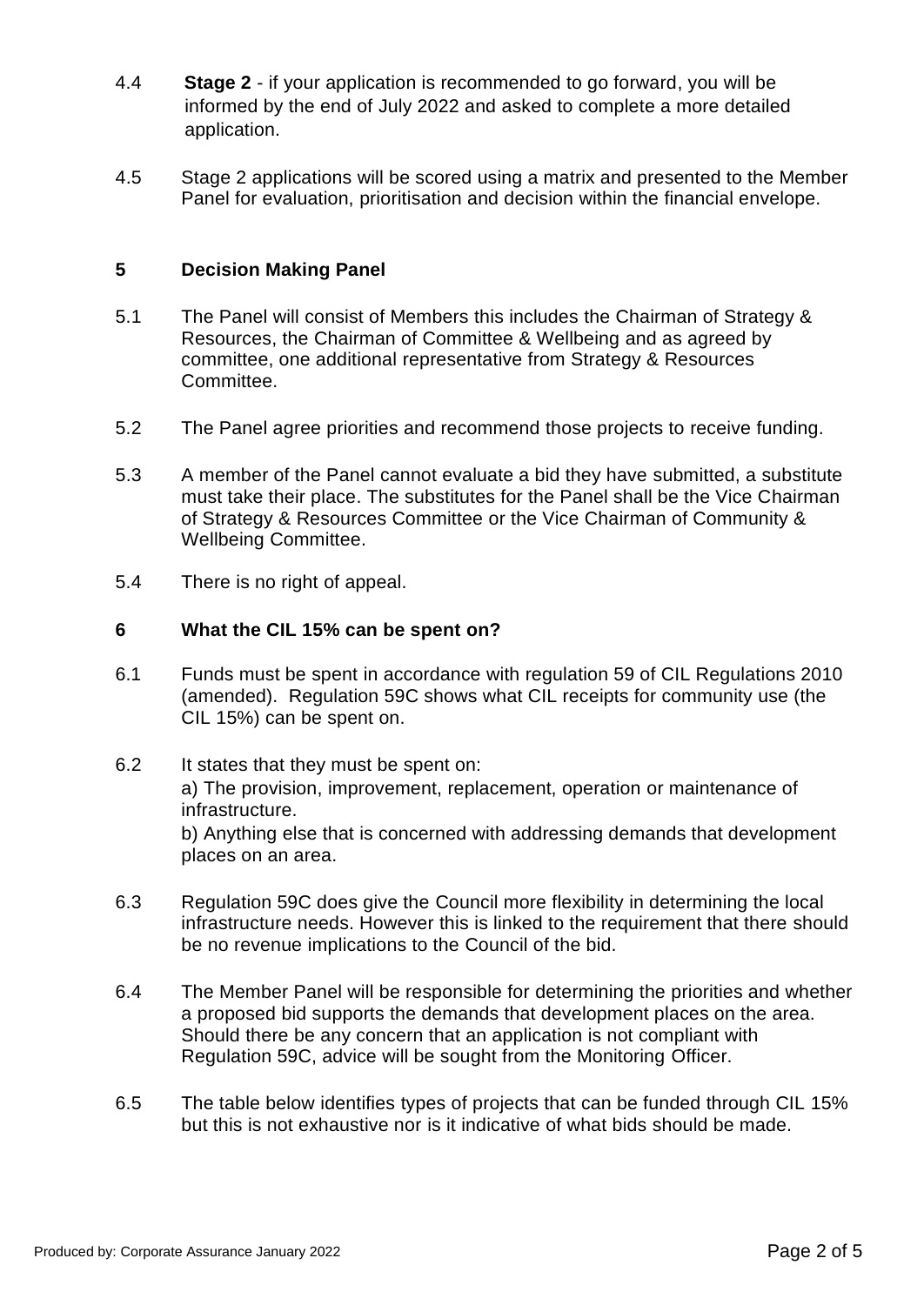4.4 **Stage 2** - if your application is recommended to go forward, you will be informed by the end of July 2022 and asked to complete a more detailed application.

4.5 Stage 2 applications will be scored using a matrix and presented to the Member Panel for evaluation, prioritisation and decision within the financial envelope.

## 5 Decision Making Panel

5.1 The Panel will consist of Members this includes the Chairman of Strategy & Resources, the Chairman of Committee & Wellbeing and as agreed by committee, one additional representative from Strategy & Resources Committee.

5.2 The Panel agree priorities and recommend those projects to receive funding.

5.3 A member of the Panel cannot evaluate a bid they have submitted, a substitute must take their place. The substitutes for the Panel shall be the Vice Chairman of Strategy & Resources Committee or the Vice Chairman of Community & Wellbeing Committee.

5.4 There is no right of appeal.

## 6 What the CIL 15% can be spent on?

6.1 Funds must be spent in accordance with regulation 59 of CIL Regulations 2010 (amended). Regulation 59C shows what CIL receipts for community use (the CIL 15%) can be spent on.

6.2 It states that they must be spent on:
a) The provision, improvement, replacement, operation or maintenance of infrastructure.
b) Anything else that is concerned with addressing demands that development places on an area.

6.3 Regulation 59C does give the Council more flexibility in determining the local infrastructure needs. However this is linked to the requirement that there should be no revenue implications to the Council of the bid.

6.4 The Member Panel will be responsible for determining the priorities and whether a proposed bid supports the demands that development places on the area. Should there be any concern that an application is not compliant with Regulation 59C, advice will be sought from the Monitoring Officer.

6.5 The table below identifies types of projects that can be funded through CIL 15% but this is not exhaustive nor is it indicative of what bids should be made.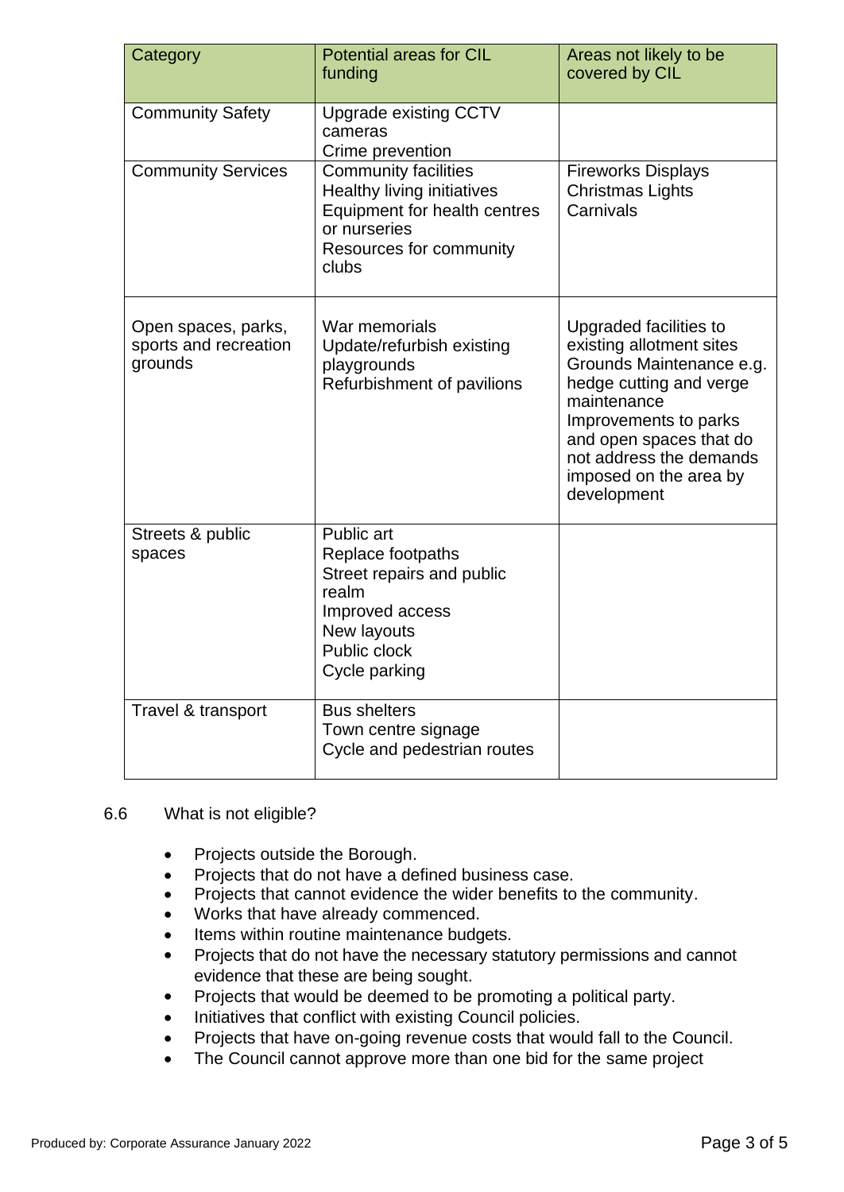| Category | Potential areas for CIL funding | Areas not likely to be covered by CIL |
|---|---|---|
| Community Safety | Upgrade existing CCTV cameras<br>Crime prevention | |
| Community Services | Community facilities<br>Healthy living initiatives<br>Equipment for health centres or nurseries<br>Resources for community clubs | Fireworks Displays<br>Christmas Lights<br>Carnivals |
| Open spaces, parks, sports and recreation grounds | War memorials<br>Update/refurbish existing playgrounds<br>Refurbishment of pavilions | Upgraded facilities to existing allotment sites<br>Grounds Maintenance e.g. hedge cutting and verge maintenance<br>Improvements to parks and open spaces that do not address the demands imposed on the area by development |
| Streets & public spaces | Public art<br>Replace footpaths<br>Street repairs and public realm<br>Improved access<br>New layouts<br>Public clock<br>Cycle parking | |
| Travel & transport | Bus shelters<br>Town centre signage<br>Cycle and pedestrian routes | |

6.6 What is not eligible?

- Projects outside the Borough.
- Projects that do not have a defined business case.
- Projects that cannot evidence the wider benefits to the community.
- Works that have already commenced.
- Items within routine maintenance budgets.
- Projects that do not have the necessary statutory permissions and cannot evidence that these are being sought.
- Projects that would be deemed to be promoting a political party.
- Initiatives that conflict with existing Council policies.
- Projects that have on-going revenue costs that would fall to the Council.
- The Council cannot approve more than one bid for the same project

Produced by: Corporate Assurance January 2022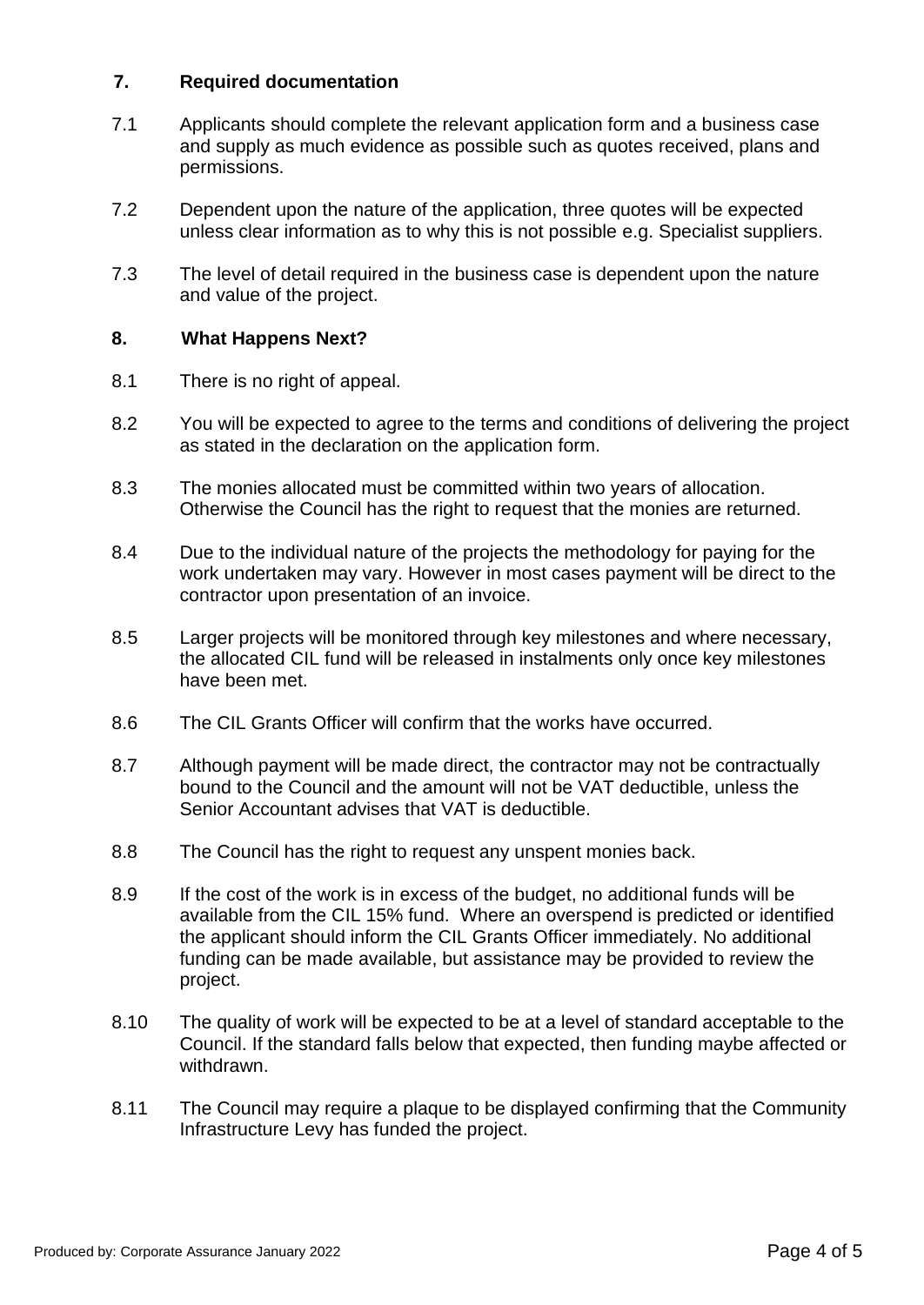## 7. Required documentation

7.1 Applicants should complete the relevant application form and a business case and supply as much evidence as possible such as quotes received, plans and permissions.

7.2 Dependent upon the nature of the application, three quotes will be expected unless clear information as to why this is not possible e.g. Specialist suppliers.

7.3 The level of detail required in the business case is dependent upon the nature and value of the project.

## 8. What Happens Next?

8.1 There is no right of appeal.

8.2 You will be expected to agree to the terms and conditions of delivering the project as stated in the declaration on the application form.

8.3 The monies allocated must be committed within two years of allocation. Otherwise the Council has the right to request that the monies are returned.

8.4 Due to the individual nature of the projects the methodology for paying for the work undertaken may vary. However in most cases payment will be direct to the contractor upon presentation of an invoice.

8.5 Larger projects will be monitored through key milestones and where necessary, the allocated CIL fund will be released in instalments only once key milestones have been met.

8.6 The CIL Grants Officer will confirm that the works have occurred.

8.7 Although payment will be made direct, the contractor may not be contractually bound to the Council and the amount will not be VAT deductible, unless the Senior Accountant advises that VAT is deductible.

8.8 The Council has the right to request any unspent monies back.

8.9 If the cost of the work is in excess of the budget, no additional funds will be available from the CIL 15% fund. Where an overspend is predicted or identified the applicant should inform the CIL Grants Officer immediately. No additional funding can be made available, but assistance may be provided to review the project.

8.10 The quality of work will be expected to be at a level of standard acceptable to the Council. If the standard falls below that expected, then funding maybe affected or withdrawn.

8.11 The Council may require a plaque to be displayed confirming that the Community Infrastructure Levy has funded the project.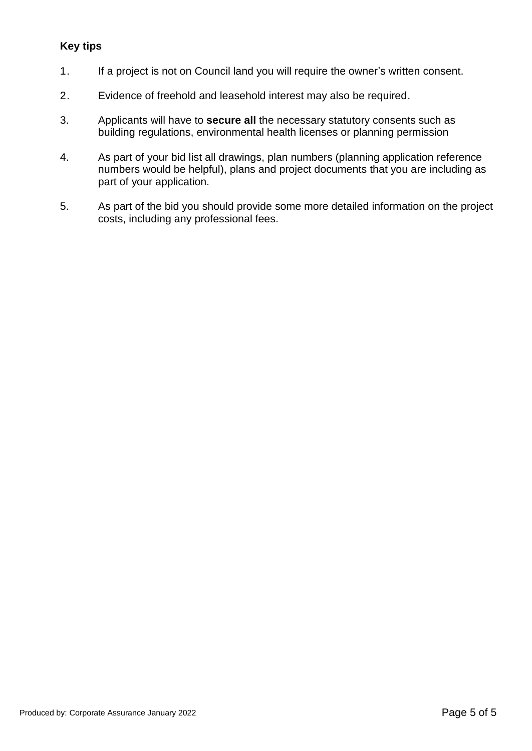**Key tips**

1. If a project is not on Council land you will require the owner's written consent.

2. Evidence of freehold and leasehold interest may also be required.

3. Applicants will have to **secure all** the necessary statutory consents such as building regulations, environmental health licenses or planning permission

4. As part of your bid list all drawings, plan numbers (planning application reference numbers would be helpful), plans and project documents that you are including as part of your application.

5. As part of the bid you should provide some more detailed information on the project costs, including any professional fees.

Produced by: Corporate Assurance January 2022